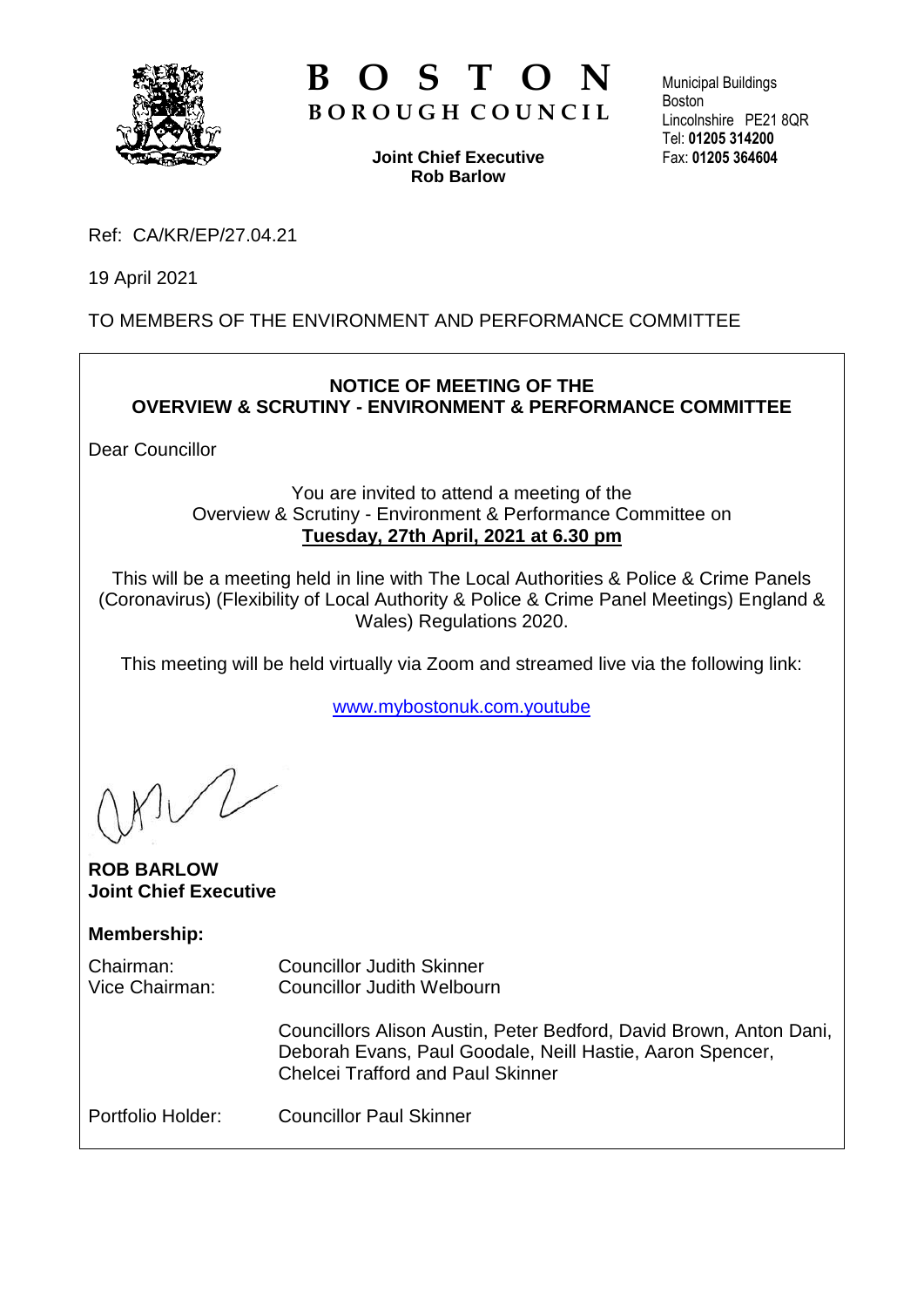# BOSTON
## BOROUGH COUNCIL

**Joint Chief Executive**
**Rob Barlow**

Municipal Buildings
Boston
Lincolnshire PE21 8QR
Tel: **01205 314200**
Fax: **01205 364604**

Ref: CA/KR/EP/27.04.21

19 April 2021

TO MEMBERS OF THE ENVIRONMENT AND PERFORMANCE COMMITTEE

**NOTICE OF MEETING OF THE OVERVIEW & SCRUTINY - ENVIRONMENT & PERFORMANCE COMMITTEE**

Dear Councillor

You are invited to attend a meeting of the Overview & Scrutiny - Environment & Performance Committee on **Tuesday, 27th April, 2021 at 6.30 pm**

This will be a meeting held in line with The Local Authorities & Police & Crime Panels (Coronavirus) (Flexibility of Local Authority & Police & Crime Panel Meetings) England & Wales) Regulations 2020.

This meeting will be held virtually via Zoom and streamed live via the following link:

www.mybostonuk.com.youtube

**ROB BARLOW**
**Joint Chief Executive**

**Membership:**

Chairman: Councillor Judith Skinner
Vice Chairman: Councillor Judith Welbourn

Councillors Alison Austin, Peter Bedford, David Brown, Anton Dani, Deborah Evans, Paul Goodale, Neill Hastie, Aaron Spencer, Chelcei Trafford and Paul Skinner

Portfolio Holder: Councillor Paul Skinner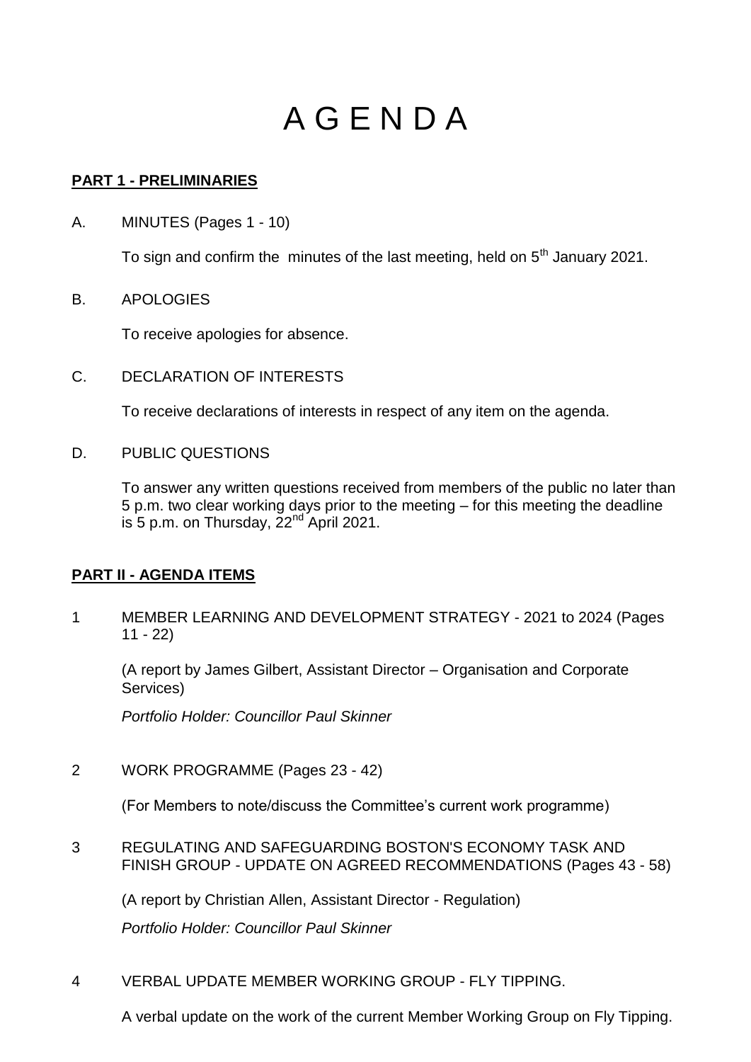# A G E N D A

**PART 1 - PRELIMINARIES**

A. MINUTES (Pages 1 - 10)

To sign and confirm the minutes of the last meeting, held on 5th January 2021.

B. APOLOGIES

To receive apologies for absence.

C. DECLARATION OF INTERESTS

To receive declarations of interests in respect of any item on the agenda.

D. PUBLIC QUESTIONS

To answer any written questions received from members of the public no later than 5 p.m. two clear working days prior to the meeting – for this meeting the deadline is 5 p.m. on Thursday, 22nd April 2021.

**PART II - AGENDA ITEMS**

1 MEMBER LEARNING AND DEVELOPMENT STRATEGY - 2021 to 2024 (Pages 11 - 22)

(A report by James Gilbert, Assistant Director – Organisation and Corporate Services)

*Portfolio Holder: Councillor Paul Skinner*

2 WORK PROGRAMME (Pages 23 - 42)

(For Members to note/discuss the Committee's current work programme)

3 REGULATING AND SAFEGUARDING BOSTON'S ECONOMY TASK AND FINISH GROUP - UPDATE ON AGREED RECOMMENDATIONS (Pages 43 - 58)

(A report by Christian Allen, Assistant Director - Regulation)

*Portfolio Holder: Councillor Paul Skinner*

4 VERBAL UPDATE MEMBER WORKING GROUP - FLY TIPPING.

A verbal update on the work of the current Member Working Group on Fly Tipping.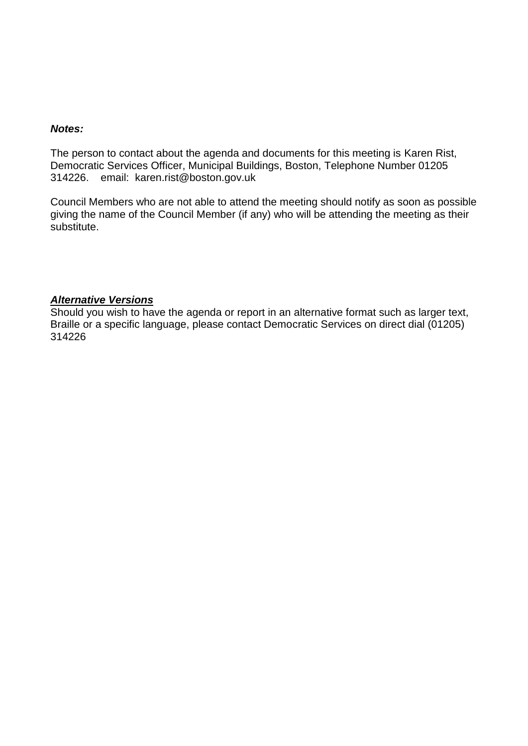***Notes:***

The person to contact about the agenda and documents for this meeting is Karen Rist, Democratic Services Officer, Municipal Buildings, Boston, Telephone Number 01205 314226. email: karen.rist@boston.gov.uk

Council Members who are not able to attend the meeting should notify as soon as possible giving the name of the Council Member (if any) who will be attending the meeting as their substitute.

***Alternative Versions***

Should you wish to have the agenda or report in an alternative format such as larger text, Braille or a specific language, please contact Democratic Services on direct dial (01205) 314226